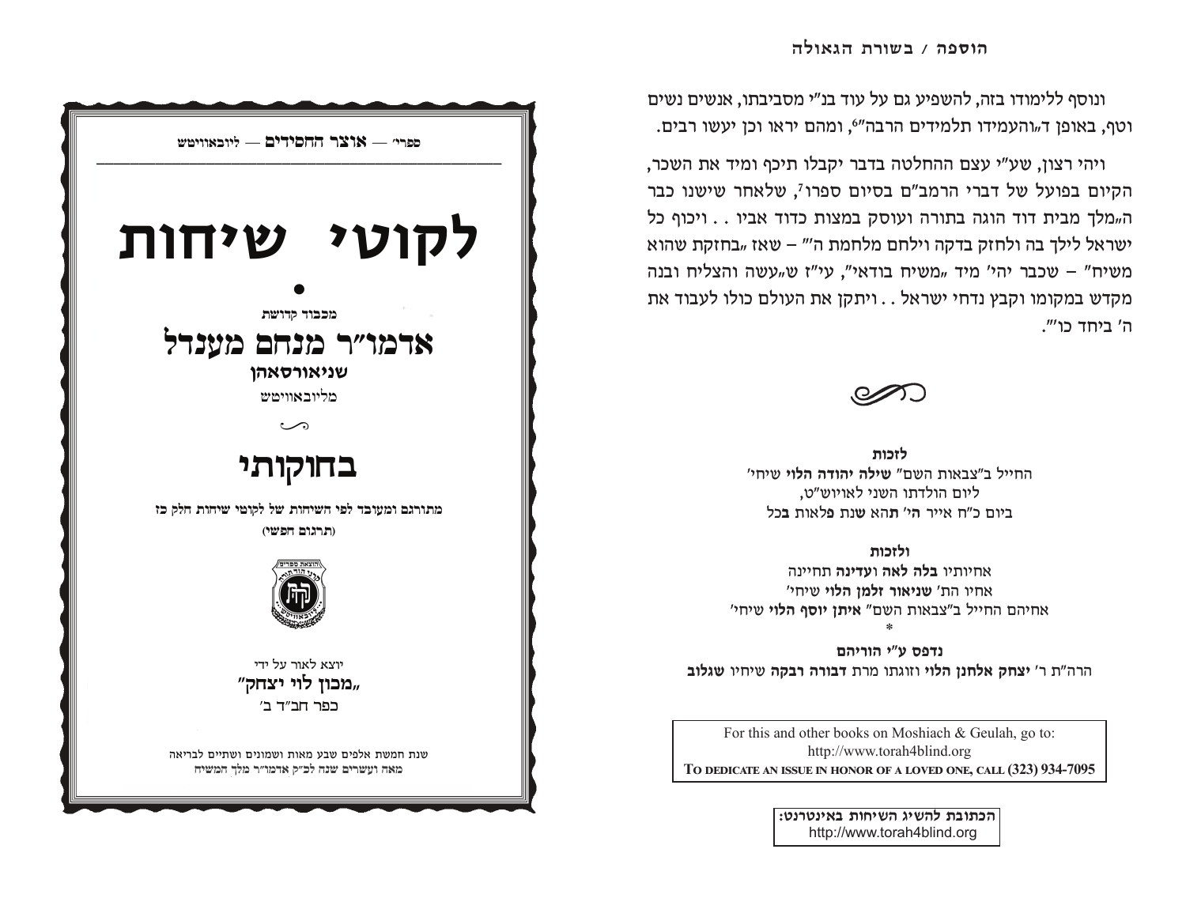ונוסף ללימודו בזה, להשפיע גם על עוד בנ"י מסביבתו, אנשים נשים וטף, באופן ד"והעמידו תלמידים הרבה"[6], ומהם יראו וכן יעשו רבים.

ויהי רצון, שע"י עצם ההחלטה בדבר יקבלו תיכף ומיד את השכר, הקיום בפועל של דברי הרמב"ם בסיום ספרו[7], שלאחר שישנו כבר ה"מלך מבית דוד הוגה בתורה ועוסק במצות כדוד אביו . . ויכוף כל ישראל לילך בה ולחזק בדקה וילחם מלחמת ה'" – שאז "בחזקת שהוא משיח" – שכבר יהי' מיד "משיח בודאי", עי"ז ש"עשה והצליח ובנה מקדש במקומו וקבץ נדחי ישראל . . ויתקן את העולם כולו לעבוד את ה' ביחד כו'".

**לזכות**

החייל ב"צבאות השם" **שילה יהודה הלוי** שיחי'
ליום הולדתו השני לאויוש"ט,
ביום כ"ח אייר **ה'** ת**ה**א **ש**נת **פ**לאות **ב**כל

**ולזכות**

אחיותיו **בלה לאה** ו**עדינה** תחיינה
אחיו הת' **שניאור זלמן הלוי** שיחי'
אחיהם החייל ב"צבאות השם" **איתן יוסף הלוי** שיחי'

*

**נדפס ע"י הוריהם**

הרה"ת ר' **יצחק אלחנן הלוי** וזוגתו מרת **דבורה רבקה** שיחיו **שגלוב**

For this and other books on Moshiach & Geulah, go to:
http://www.torah4blind.org
**TO DEDICATE AN ISSUE IN HONOR OF A LOVED ONE, CALL (323) 934-7095**

**הכתובת להשיג השיחות באינטרנט:**
http://www.torah4blind.org

ספרי' — **אוצר החסידים** — ליובאוויטש

# לקוטי שיחות

מכבוד קדושת

## אדמו"ר מנחם מענדל

**שניאורסאהן**

מליובאוויטש

## בחוקותי

**מתורגם ומעובד לפי השיחות של לקוטי שיחות חלק כז**

**(תרגום חפשי)**

יוצא לאור על ידי

**"מכון לוי יצחק"**

כפר חב"ד ב'

שנת חמשת אלפים שבע מאות ושמונים ושתיים לבריאה
מאה ועשרים שנה לכ"ק אדמו"ר מלך המשיח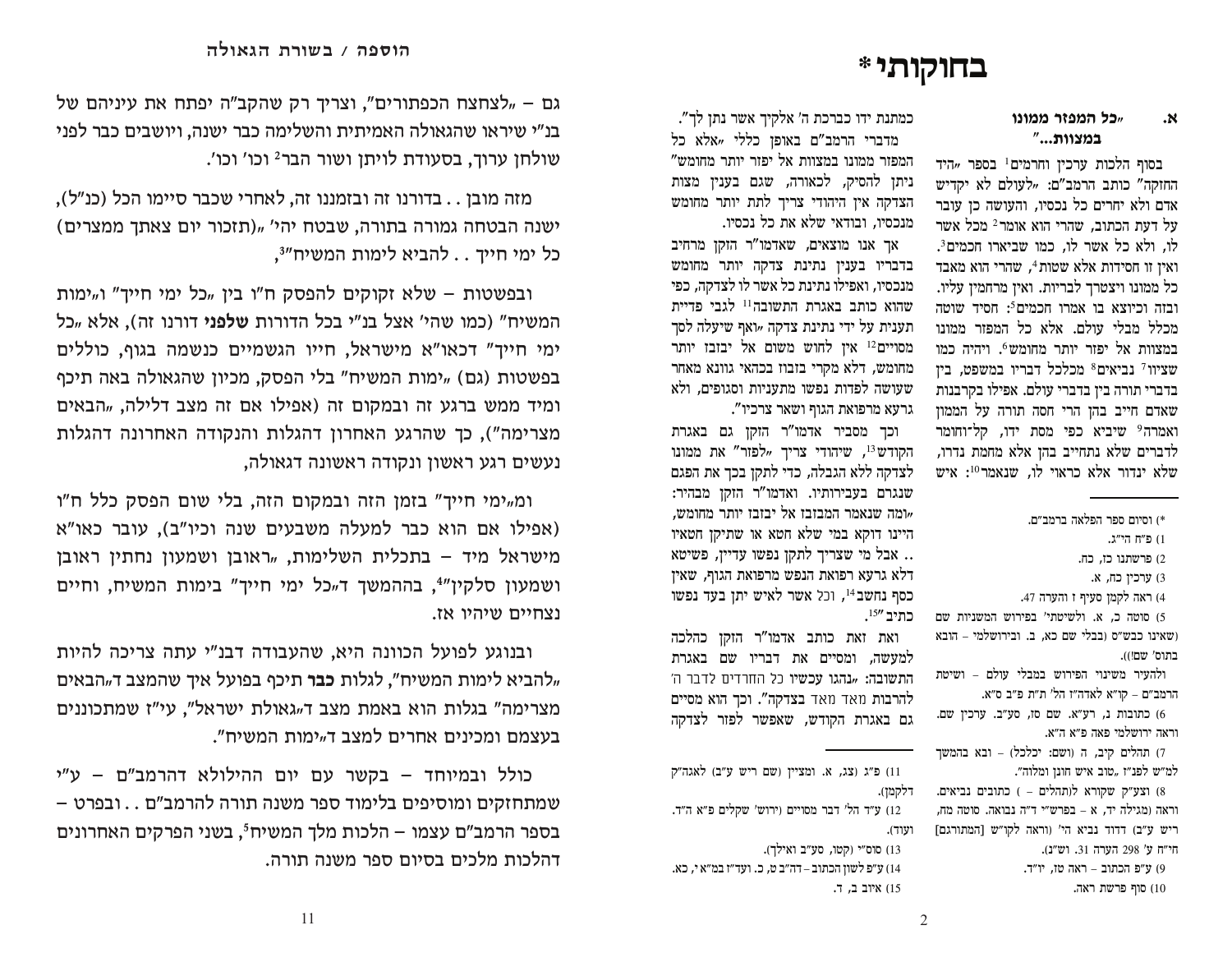# בחוקותי*

## א. "כל המפזר ממונו במצוות..."

בסוף הלכות ערכין וחרמים[1] בספר "היד החזקה" כותב הרמב"ם: "לעולם לא יקדיש אדם ולא יחרים כל נכסיו, והעושה כן עובר על דעת הכתוב, שהרי הוא אומר[2] מכל אשר לו, ולא כל אשר לו, כמו שביארו חכמים[3]. ואין זו חסידות אלא שטות[4], שהרי הוא מאבד כל ממונו ויצטרך לבריות. ואין מרחמין עליו. ובזה וכיוצא בו אמרו חכמים[5]: חסיד שוטה מכלל מבלי עולם. אלא כל המפזר ממונו במצוות אל יפזר יותר מחומש[6]. ויהיה כמו שציוו[7] נביאים[8] מכלכל דבריו במשפט, בין בדברי תורה בין בדברי עולם. אפילו בקרבנות שאדם חייב בהן הרי חסה תורה על הממון ואמרה[9] שיביא כפי מסת ידו, קל־וחומר לדברים שלא נתחייב בהן אלא מחמת נדרו, שלא ינדור אלא כראוי לו, שנאמר[10]: איש כמתנת ידו כברכת ה' אלקיך אשר נתן לך".

מדברי הרמב"ם באופן כללי "אלא כל המפזר ממונו במצוות אל יפזר יותר מחומש" ניתן להסיק, לכאורה, שגם בענין מצות הצדקה אין היהודי צריך לתת יותר מחומש מנכסיו, ובודאי שלא את כל נכסיו.

אך אנו מוצאים, שאדמו"ר הזקן מרחיב בדבריו בענין נתינת צדקה יותר מחומש מנכסיו, ואפילו נתינת כל אשר לו לצדקה, כפי שהוא כותב באגרת התשובה[11] לגבי פדיית תענית על ידי נתינת צדקה "ואף שיעלה לסך מסויים[12] אין לחוש משום אל יבזבז יותר מחומש, דלא מקרי בזבוז בכהאי גוונא מאחר שעושה לפדות נפשו מתעניות וסגופים, ולא גרעא מרפואת הגוף ושאר צרכיו".

וכך מסביר אדמו"ר הזקן גם באגרת הקודש[13], שיהודי צריך "לפזר" את ממונו לצדקה ללא הגבלה, כדי לתקן בכך את הפגם שנגרם בעבירותיו. ואדמו"ר הזקן מבהיר: "ומה שנאמר המבזבז אל יבזבז יותר מחומש, היינו דוקא במי שלא חטא או שתיקן חטאיו .. אבל מי שצריך לתקן נפשו עדיין, פשיטא דלא גרעא רפואת הנפש מרפואת הגוף, שאין כסף נחשב[14], וכל אשר לאיש יתן בעד נפשו כתיב"[15].

ואת זאת כותב אדמו"ר הזקן כהלכה למעשה, ומסיים את דבריו שם באגרת התשובה: "נהגו עכשיו כל החרדים לדבר ה' להרבות מאד מאד בצדקה". וכך הוא מסיים גם באגרת הקודש, שאפשר לפזר לצדקה

---

*) וסיום ספר הפלאה ברמב"ם.

1) פ"ח הי"ג.

2) פרשתנו כז, כח.

3) ערכין כח, א.

4) ראה לקמן סעיף ז והערה 47.

5) סוטה כ, א. ולשיטתי' בפירוש המשניות שם (שאינו כבש"ס (בבלי שם כא, ב. ובירושלמי – הובא בתוס' שם)).
ולהעיר משינוי הפירוש במבלי עולם – ושיטת הרמב"ם – קו"א לאדה"ז הל' ת"ת פ"ב ס"א.

6) כתובות נ, רע"א. שם סז, סע"ב. ערכין שם. וראה ירושלמי פאה פ"א ה"א.

7) תהלים קיב, ה (ושם: יכלכל) – ובא בהמשך למ"ש לפנ"ז "טוב איש חונן ומלוה".

8) וצע"ק שקורא לתהלים – ) כתובים נביאים. וראה (מגילה יד, א – בפרש"י ד"ה נבואה. סוטה מח, ריש ע"ב) דדוד נביא הי' (וראה לקו"ש [המתורגם] חי"ח ע' 298 הערה 31. וש"נ).

9) ע"פ הכתוב – ראה טז, יז.

10) סוף פרשת ראה.

11) פ"ג (צג, א. ומציין (שם ריש ע"ב) לאגה"ק דלקמן).

12) ע"ד הל' דבר מסויים (ירוש' שקלים פ"א ה"ד. ועוד).

13) סוס"י (קטו, סע"ב ואילך).

14) ע"פ לשון הכתוב – דה"ב ט, כ. ועד"ז במ"א י, כא.

15) איוב ב, ד.

---

גם – "לצחצח הכפתורים", וצריך רק שהקב"ה יפתח את עיניהם של בנ"י שיראו שהגאולה האמיתית והשלימה כבר ישנה, ויושבים כבר לפני שולחן ערוך, בסעודת לויתן ושור הבר[2] וכו' וכו'.

מזה מובן . . בדורנו זה ובזמננו זה, לאחרי שכבר סיימו הכל (כנ"ל), ישנה הבטחה גמורה בתורה, שבטח יהי' "(תזכור יום צאתך ממצרים) כל ימי חייך . . להביא לימות המשיח"[3],

ובפשטות – שלא זקוקים להפסק ח"ו בין "כל ימי חייך" ו"ימות המשיח" (כמו שהי' אצל בנ"י בכל הדורות **שלפני** דורנו זה), אלא "כל ימי חייך" דכאו"א מישראל, חייו הגשמיים כנשמה בגוף, כוללים בפשטות (גם) "ימות המשיח" בלי הפסק, מכיון שהגאולה באה תיכף ומיד ממש ברגע זה ובמקום זה (אפילו אם זה מצב דלילה, "הבאים מצרימה"), כך שהרגע האחרון דהגלות והנקודה האחרונה דהגלות נעשים רגע ראשון ונקודה ראשונה דגאולה,

ומ"ימי חייך" בזמן הזה ובמקום הזה, בלי שום הפסק כלל ח"ו (אפילו אם הוא כבר למעלה משבעים שנה וכיו"ב), עובר כאו"א מישראל מיד – בתכלית השלימות, "ראובן ושמעון נחתין ראובן ושמעון סלקין"[4], בההמשך ד"כל ימי חייך" בימות המשיח, וחיים נצחיים שיהיו אז.

ובנוגע לפועל הכוונה היא, שהעבודה דבנ"י עתה צריכה להיות "להביא לימות המשיח", לגלות **כבר** תיכף בפועל איך שהמצב ד"הבאים מצרימה" בגלות הוא באמת מצב ד"גאולת ישראל", עי"ז שמתכוננים בעצמם ומכינים אחרים למצב ד"ימות המשיח".

כולל ובמיוחד – בקשר עם יום ההילולא דהרמב"ם – ע"י שמתחזקים ומוסיפים בלימוד ספר משנה תורה להרמב"ם . . ובפרט – בספר הרמב"ם עצמו – הלכות מלך המשיח[5], בשני הפרקים האחרונים דהלכות מלכים בסיום ספר משנה תורה.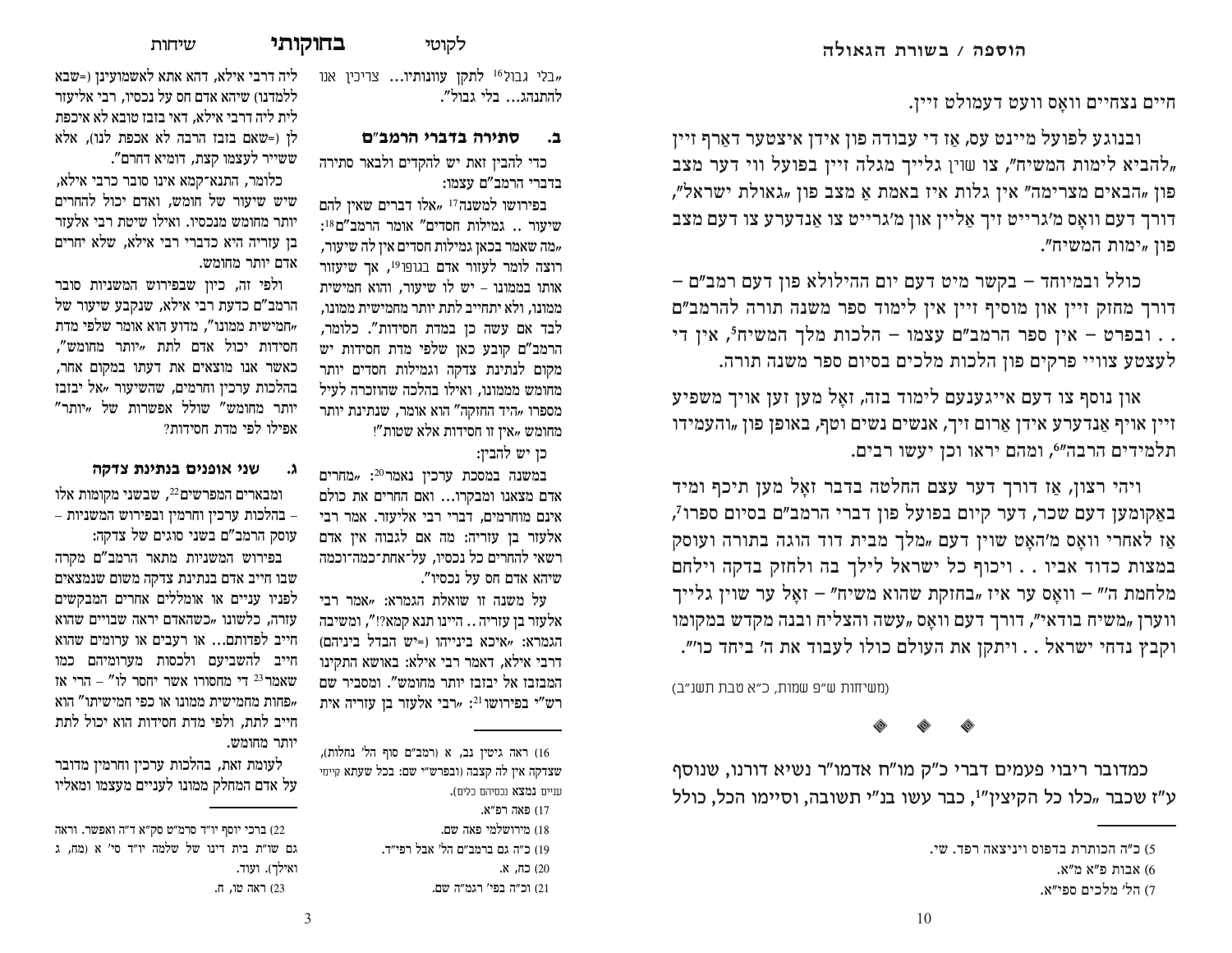חיים נצחיים וואָס וועט דעמולט זיין.

ובנוגע לפועל מיינט עס, אַז די עבודה פון אידן איצטער דאַרף זיין „להביא לימות המשיח", צו שוין גלייך מגלה זיין בפועל ווי דער מצב פון „הבאים מצרימה" אין גלות איז באמת אַ מצב פון „גאולת ישראל", דורך דעם וואָס מ'גרייט זיך אַליין און מ'גרייט צו אַנדערע צו דעם מצב פון „ימות המשיח".

כולל ובמיוחד – בקשר מיט דעם יום ההילולא פון דעם רמב"ם – דורך מחזק זיין און מוסיף זיין אין לימוד ספר משנה תורה להרמב"ם . . ובפרט – אין ספר הרמב"ם עצמו – הלכות מלך המשיח[5], אין די לעצטע צוויי פרקים פון הלכות מלכים בסיום ספר משנה תורה.

און נוסף צו דעם אייגענעם לימוד בזה, זאָל מען זען אויך משפיע זיין אויף אַנדערע אידן אַרום זיך, אנשים נשים וטף, באופן פון „והעמידו תלמידים הרבה"[6], ומהם יראו וכן יעשו רבים.

ויהי רצון, אַז דורך דער עצם החלטה בדבר זאָל מען תיכף ומיד באַקומען דעם שכר, דער קיום בפועל פון דברי הרמב"ם בסיום ספרו[7], אַז לאחרי וואָס מ'האָט שוין דעם „מלך מבית דוד הוגה בתורה ועוסק במצות כדוד אביו . . ויכוף כל ישראל לילך בה ולחזק בדקה וילחם מלחמת ה'" – וואָס ער איז „בחזקת שהוא משיח" – זאָל ער שוין גלייך ווערן „משיח בודאי", דורך דעם וואָס „עשה והצליח ובנה מקדש במקומו וקבץ נדחי ישראל . . ויתקן את העולם כולו לעבוד את ה' ביחד כו'".

(משיחות ש"פ שמות, כ"א טבת תשנ"ב)

❖ ❖ ❖

כמדובר ריבוי פעמים דברי כ"ק מו"ח אדמו"ר נשיא דורנו, שנוסף ע"ז שכבר „כלו כל הקיצין"[1], כבר עשו בנ"י תשובה, וסיימו הכל, כולל

5) כ"ה הכותרת בדפוס וויניציא רפד. שי.
6) אבות פ"א מ"א.
7) הל' מלכים ספי"א.

---

„בלי גבול[16] לתקן עוונותיו... צריכין אנו להתנהג... בלי גבול".

### ב. סתירה בדברי הרמב"ם

כדי להבין זאת יש להקדים ולבאר סתירה בדברי הרמב"ם עצמו:

בפירושו למשנה[17] „אלו דברים שאין להם שיעור .. גמילות חסדים" אומר הרמב"ם[18]: „מה שאמר בכאן גמילות חסדים אין לה שיעור, רוצה לומר לעזור אדם בגופו[19], אך שיעזור אותו בממונו – יש לו שיעור, והוא חמישית ממונו, ולא יתחייב לתת יותר מחמישית ממונו, לבד אם עשה כן במדת חסידות". כלומר, הרמב"ם קובע כאן שלפי מדת חסידות יש מקום לנתינת צדקה וגמילות חסדים יותר מחומש מממונו, ואילו בהלכה שהוזכרה לעיל מספרו „היד החזקה" הוא אומר, שנתינת יותר מחומש „אין זו חסידות אלא שטות"!

כן יש להבין:

במשנה במסכת ערכין נאמר[20]: „מחרים אדם מצאנו ומבקרו... ואם החרים את כולם אינם מוחרמים, דברי רבי אליעזר. אמר רבי אלעזר בן עזריה: מה אם לגבוה אין אדם רשאי להחרים כל נכסיו, על-אחת-כמה-וכמה שיהא אדם חס על נכסיו".

על משנה זו שואלת הגמרא: „אמר רבי אלעזר בן עזריה .. היינו תנא קמא?!", ומשיבה הגמרא: „איכא בינייהו (=יש הבדל ביניהם) דרבי אילא, דאמר רבי אילא: באושא התקינו המבזבז אל יבזבז יותר מחומש". ומסביר שם רש"י בפירושו[21]: „רבי אלעזר בן עזריה אית ליה דרבי אילא, דהא אתא לאשמועינן (=שבא ללמדנו) שיהא אדם חס על נכסיו, רבי אליעזר לית ליה דרבי אילא, דאי בזבז טובא לא איכפת לן (=שאם בזבז הרבה לא אכפת לנו), אלא ששייר לעצמו קצת, דומיא דחרם".

כלומר, התנא-קמא אינו סובר כרבי אילא, שיש שיעור של חומש, ואדם יכול להחרים יותר מחומש מנכסיו. ואילו שיטת רבי אלעזר בן עזריה היא כדברי רבי אילא, שלא יחרים אדם יותר מחומש.

ולפי זה, כיון שבפירוש המשניות סובר הרמב"ם כדעת רבי אילא, שנקבע שיעור של „חמישית ממונו", מדוע הוא אומר שלפי מדת חסידות יכול אדם לתת „יותר מחומש", כאשר אנו מוצאים את דעתו במקום אחר, בהלכות ערכין וחרמים, שהשיעור „אל יבזבז יותר מחומש" שולל אפשרות של „יותר" אפילו לפי מדת חסידות?

### ג. שני אופנים בנתינת צדקה

ומבארים המפרשים[22], שבשני מקומות אלו – בהלכות ערכין וחרמין ובפירוש המשניות – עוסק הרמב"ם בשני סוגים של צדקה:

בפירוש המשניות מתאר הרמב"ם מקרה שבו חייב אדם בנתינת צדקה משום שנמצאים לפניו עניים או אומללים אחרים המבקשים עזרה, כלשונו „כשהאדם יראה שבויים שהוא חייב לפדותם... או רעבים או ערומים שהוא חייב להשביעם ולכסות מערומיהם כמו שאמר[23] די מחסורו אשר יחסר לו" – הרי אז „פחות מחמישית ממונו או כפי חמישיתו" הוא חייב לתת, ולפי מדת חסידות הוא יכול לתת יותר מחומש.

לעומת זאת, בהלכות ערכין וחרמין מדובר על אדם המחלק ממונו לעניים מעצמו ומאליו

16) ראה גיטין נב, א (רמב"ם סוף הל' נחלות), שצדקה אין לה קצבה (ובפרש"י שם: בכל שעתא קיימי עניים נמצא נכסיהם כלים).
17) פאה רפ"א.
18) מירושלמי פאה שם.
19) כ"ה גם ברמב"ם הל' אבל רפי"ד.
20) כח, א.
21) וכ"ה בפי' רגמ"ה שם.
22) ברכי יוסף יו"ד סרמ"ט סק"א ד"ה ואפשר. וראה גם שו"ת בית דינו של שלמה יו"ד סי' א (מח, ג ואילך). ועוד.
23) ראה טו, ח.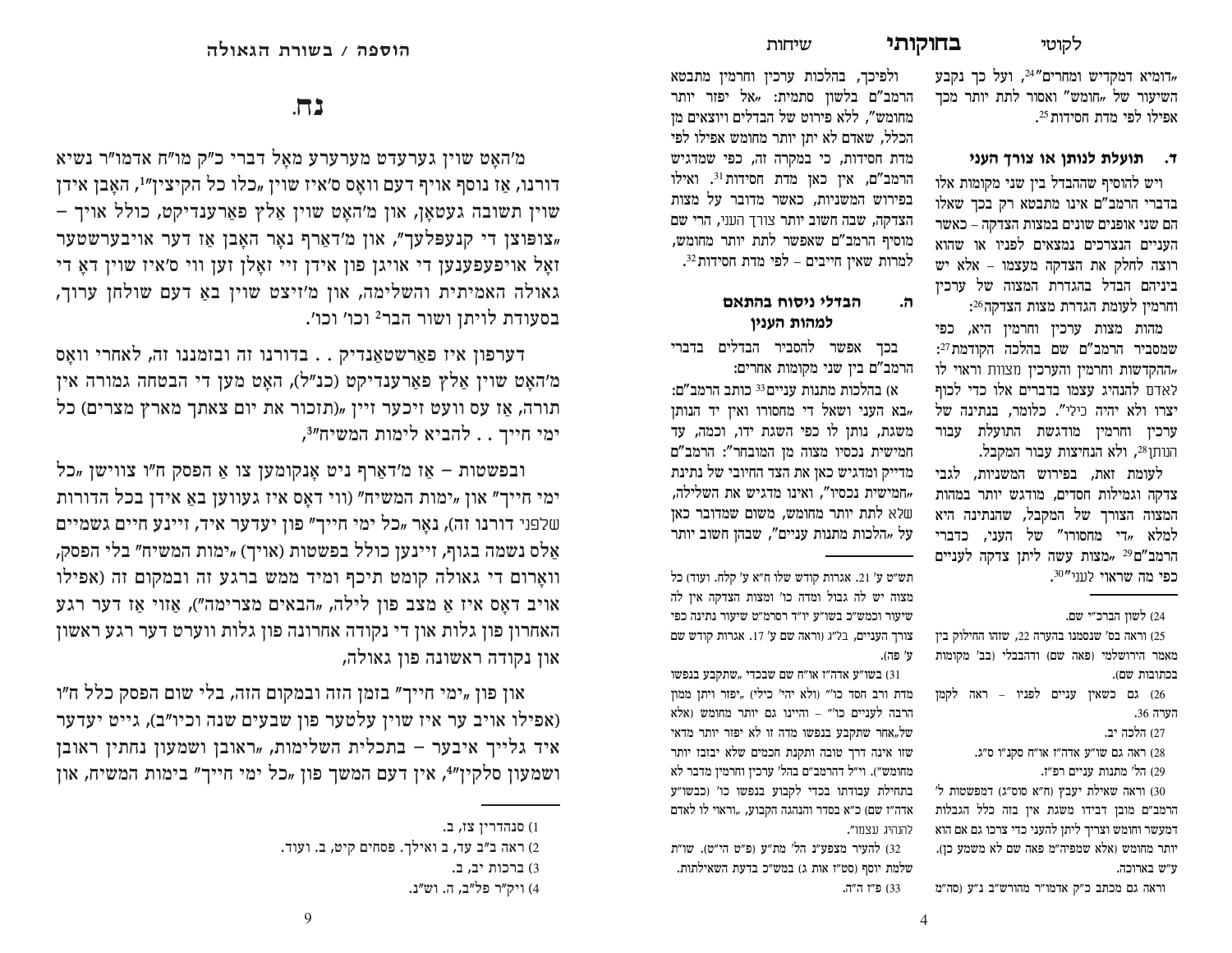„דומיא דמקדיש ומחרים"[24], ועל כך נקבע השיעור של „חומש" ואסור לתת יותר מכך אפילו לפי מדת חסידות[25].

### ד. תועלת לנותן או צורך העני

ויש להוסיף שההבדל בין שני מקומות אלו בדברי הרמב"ם אינו מתבטא רק בכך שאלו הם שני אופנים שונים במצות הצדקה – כאשר העניים הנצרכים נמצאים לפניו או שהוא רוצה לחלק את הצדקה מעצמו – אלא יש ביניהם הבדל בהגדרת המצוה של ערכין וחרמין לעומת הגדרת מצות הצדקה[26]:

מהות מצות ערכין וחרמין היא, כפי שמסביר הרמב"ם שם בהלכה הקודמת[27]: „ההקדשות והחרמין והערכין מצוות וראוי לו לאדם להנהיג עצמו בדברים אלו כדי לכוף יצרו ולא יהיה כילי". כלומר, בנתינה של ערכין וחרמין מודגשת התועלת עבור הנותן[28], ולא הנחיצות עבור המקבל.

לעומת זאת, בפירוש המשניות, לגבי צדקה וגמילות חסדים, מודגש יותר במהות המצוה הצורך של המקבל, שהנתינה היא למלא „די מחסורו" של העני, כדברי הרמב"ם[29] „מצות עשה ליתן צדקה לעניים כפי מה שראוי לעני"[30].

ולפיכך, בהלכות ערכין וחרמין מתבטא הרמב"ם בלשון סתמית: „אל יפזר יותר מחומש", ללא פירוט של הבדלים ויוצאים מן הכלל, שאדם לא יתן יותר מחומש אפילו לפי מדת חסידות, כי במקרה זה, כפי שמדגיש הרמב"ם, אין כאן מדת חסידות[31]. ואילו בפירוש המשניות, כאשר מדובר על מצות הצדקה, שבה חשוב יותר צורך העני, הרי שם מוסיף הרמב"ם שאפשר לתת יותר מחומש, למרות שאין חייבים – לפי מדת חסידות[32].

### ה. הבדלי ניסוח בהתאם למהות הענין

בכך אפשר להסביר הבדלים בדברי הרמב"ם בין שני מקומות אחרים:

א) בהלכות מתנות עניים[33] כותב הרמב"ם: „בא העני ושאל די מחסורו ואין יד הנותן משגת, נותן לו כפי השגת ידו, וכמה, עד חמישית נכסיו מצוה מן המובחר": הרמב"ם מדייק ומדגיש כאן את הצד החיובי של נתינת „חמישית נכסיו", ואינו מדגיש את השלילה, שלא לתת יותר מחומש, משום שמדובר כאן על „הלכות מתנות עניים", שבהן חשוב יותר

---

24) לשון הברכ"י שם.

25) וראה בס' שנסמנו בהערה 22, שזהו החילוק בין מאמר הירושלמי (פאה שם) והדבבלי (בב' מקומות בכתובות שם).

26) גם כשאין עניים לפניו – ראה לקמן הערה 36.

27) הלכה יב.

28) ראה גם שו"ע אדה"ז או"ח סקנ"ו ס"ג.

29) הל' מתנות עניים רפ"ז.

30) וראה שאילת יעבץ (ח"א סוס"ג) דמפשטות ל' הרמב"ם מובן דבידו משגת אין בזה כלל הגבלות דמעשר וחומש וצריך ליתן להעני כדי צרכו גם אם הוא יותר מחומש (אלא שמפיה"מ פאה שם לא משמע כן). ע"ש בארוכה.

וראה גם מכתב כ"ק אדמו"ר מהורש"ב נ"ע (סה"מ תש"ט ע' 21. אגרות קודש שלו ח"א ע' קלח. ועוד) כל מצוה יש לה גבול ומדה כו' ומצות הצדקה אין לה שיעור וכמש"כ בשו"ע יו"ד רסרמ"ט שיעור נתינה כפי צורך העניים, בל"ג (וראה שם ע' 17. אגרות קודש שם ע' פה).

31) בשו"ע אדה"ז או"ח שם שבכדי „שתקבע בנפשו מדת ורב חסד כו'" (ולא יהי' כילי) „יפזר ויתן ממון הרבה לעניים כו'" – והיינו גם יותר מחומש (אלא של„אחר שתקבע בנפשו מדה זו לא יפזר יותר מדאי שזו אינה דרך טובה ותקנת חכמים שלא יבזבז יותר מחומש"). ויל"ד דהרמב"ם בהל' ערכין וחרמין מדבר לא בתחילת עבודתו בכדי לקבוע בנפשו כו' (כבשו"ע אדה"ז שם) כ"א בסדר והנהגה הקבוע, „וראוי לו לאדם להנהיג עצמו".

32) להעיר מצפע"נ הל' מת"ע (פ"ט הי"ט). שו"ת שלמת יוסף (סט"ז אות ג) במש"כ בדעת השאילתות.

33) פ"ז ה"ה.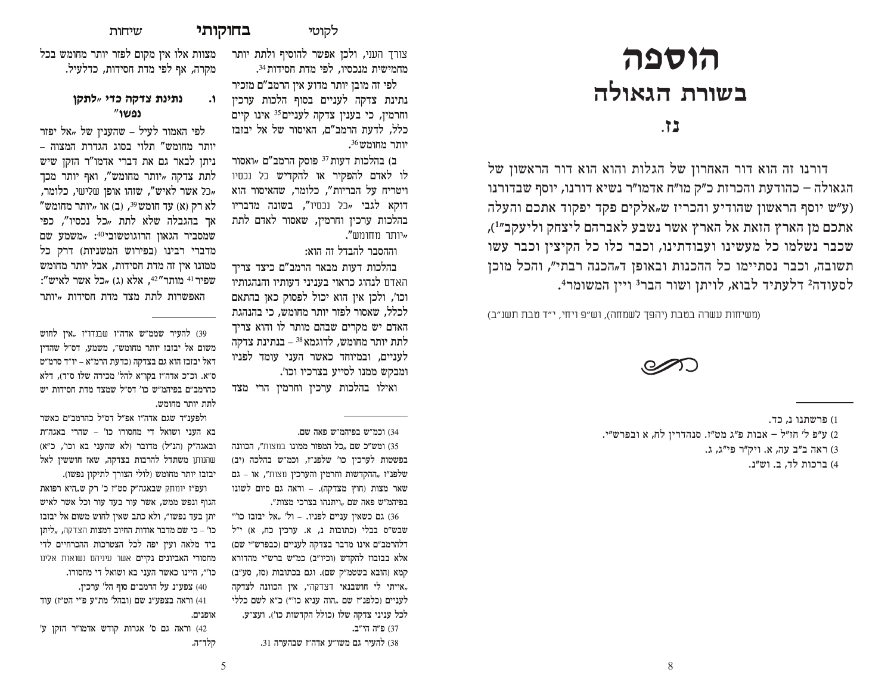# הוספה

## בשורת הגאולה

### נז.

דורנו זה הוא דור האחרון של הגלות והוא הוא דור הראשון של הגאולה – כהודעת והכרזת כ"ק מו"ח אדמו"ר נשיא דורנו, יוסף שבדורנו (ע"ש יוסף הראשון שהודיע והכריז ש"אלקים פקד יפקוד אתכם והעלה אתכם מן הארץ הזאת אל הארץ אשר נשבע לאברהם ליצחק וליעקב"[1]), שכבר נשלמו כל מעשינו ועבודתינו, וכבר כלו כל הקיצין וכבר עשו תשובה, וכבר נסתיימו כל ההכנות ובאופן ד"הכנה רבתי", והכל מוכן לסעודה[2] דלעתיד לבוא, לויתן ושור הבר[3] ויין המשומר[4].

(משיחות עשרה בטבת (יהפך לשמחה), וש"פ ויחי, י"ד טבת תשנ"ב)

1) פרשתנו נ, כד.

2) ע"פ ל' חז"ל – אבות פ"ג מט"ז. סנהדרין לח, א ובפרש"י.

3) ראה ב"ב עה, א. ויק"ר פי"ג, ג.

4) ברכות לד, ב. וש"נ.

---

צורך העני, ולכן אפשר להוסיף ולתת יותר מחמישית מנכסיו, לפי מדת חסידות[34].

לפי זה מובן יותר מדוע אין הרמב"ם מזכיר נתינת צדקה לעניים בסוף הלכות ערכין וחרמין, כי בענין צדקה לעניים[35] אינו קיים כלל, לדעת הרמב"ם, האיסור של אל יבזבז יותר מחומש[36].

ב) בהלכות דעות[37] פוסק הרמב"ם "ואסור לו לאדם להפקיר או להקדיש כל נכסיו ויטריח על הבריות", כלומר, שהאיסור הוא דוקא לגבי "כל נכסיו", בשונה מדבריו בהלכות ערכין וחרמין, שאסור לאדם לתת "יותר מחומש".

וההסבר להבדל זה הוא:

בהלכות דעות מבאר הרמב"ם כיצד צריך האדם לנהוג כראוי בעניני דעותיו והנהגותיו וכו', ולכן אין הוא יכול לפסוק כאן בהתאם לכלל, שאסור לפזר יותר מחומש, כי בהנהגת האדם יש מקרים שבהם מותר לו והוא צריך לתת יותר מחומש, לדוגמא[38] – בנתינת צדקה לעניים, ובמיוחד כאשר העני עומד לפניו ומבקש ממנו לסייע בצרכיו וכו'.

ואילו בהלכות ערכין וחרמין הרי מצד מצוות אלו אין מקום לפזר יותר מחומש בכל מקרה, אף לפי מדת חסידות, כדלעיל.

#### ו. נתינת צדקה כדי "לתקן נפשו"

לפי האמור לעיל – שהענין של "אל יפזר יותר מחומש" תלוי בסוג הגדרת המצוה – ניתן לבאר גם את דברי אדמו"ר הזקן שיש לתת צדקה "יותר מחומש", ואף יותר מכך "כל אשר לאיש", שזהו אופן שלישי, כלומר, לא רק (א) עד חומש[39], (ב) או "יותר מחומש" אך בהגבלה שלא לתת "כל נכסיו", כפי שמסביר הגאון הרוגוטשובי[40]: "משמע שם מדברי רבינו (בפירוש המשניות) דרק כל ממונו אין זה מדת חסידות, אבל יותר מחומש שפיר[41] מותר"[42], אלא (ג) "כל אשר לאיש":

האפשרות לתת מצד מדת חסידות "יותר

34) וכמ"ש בפיהמ"ש פאה שם.

35) ומש"כ שם "כל המפזר ממונו במצות", הכוונה בפשטות לערכין כו' שלפנ"ז, וכמ"ש בהלכה (יב) שלפנ"ז "ההקדשות והחרמין והערכין מצות", או – גם שאר מצות (חוץ מצדקה). – וראה גם סיום לשונו בפיהמ"ש פאה שם "ויתנהו בצרכי מצות".

36) גם כשאין עניים לפניו. – ול' "אל יבזבז כו'" שבש"ס בבלי (כתובות נ, א. ערכין כח, א) י"ל דלהרמב"ם אינו מדבר בצדקה לעניים (כבפרש"י שם) אלא בבזבוז להקדש (וכיו"ב) כמ"ש ברש"י מהדורא קמא (הובא בשטמ"ק שם). וגם בכתובות (סז, סע"ב) "איתי לי חושבנאי דצדקה", אין הכוונה לצדקה לעניים (כלפנ"ז שם "הוה עניא כו'") כ"א לשם כללי לכל עניני צדקה שלו (כולל הקדשות כו'). ועצ"ע.

37) פ"ה הי"ב.

38) להעיר גם משו"ע אדה"ז שבהערה 31.

39) להעיר שממ"ש אדה"ז שבנדו"ז "אין לחוש משום אל יבזבז יותר מחומש", משמע, דס"ל שהדין דאל יבזבז הוא גם בצדקה (כדעת הרמ"א – יו"ד סרמ"ט ס"א. וכ"כ אדה"ז בקו"א להל' מכירה שלו ס"ד), דלא כהרמב"ם בפיהמ"ש כו' דס"ל שמצד מדת חסידות יש לתת יותר מחומש.

ולפענ"ד שגם אדה"ז אפ"ל דס"ל כהרמב"ם כאשר בא העני ושואל די מחסורו כו' – שהרי באגה"ת ובאגה"ק (הנ"ל) מדובר (לא שהעני בא וכו', כ"א) שהנותן משתדל להרבות בצדקה, שאז חוששין לאל יבזבז יותר מחומש (לולי הצורך לתיקון נפשו).

ועפ"ז יומתק שבאגה"ק סט"ז כ' רק ש"היא רפואת הגוף ונפש ממש, אשר עור בעד עור וכל אשר לאיש יתן בעד נפשו", ולא כתב שאין לחוש משום אל יבזבז כו' – כי שם מדבר אודות החיוב דמצות הצדקה, "ליתן ביד מלאה ועין יפה לכל הצטרכות ההכרחיים לדי מחסורי האביונים נקיים אשר עיניהם נשואות אלינו כו'", היינו כאשר העני בא ושואל די מחסורו.

40) צפע"נ על הרמב"ם סוף הל' ערכין.

41) וראה בצפע"נ שם (ובהל' מת"ע פ"י הט"ז) עוד אופנים.

42) וראה גם ס' אגרות קודש אדמו"ר הזקן ע' קלד־ה.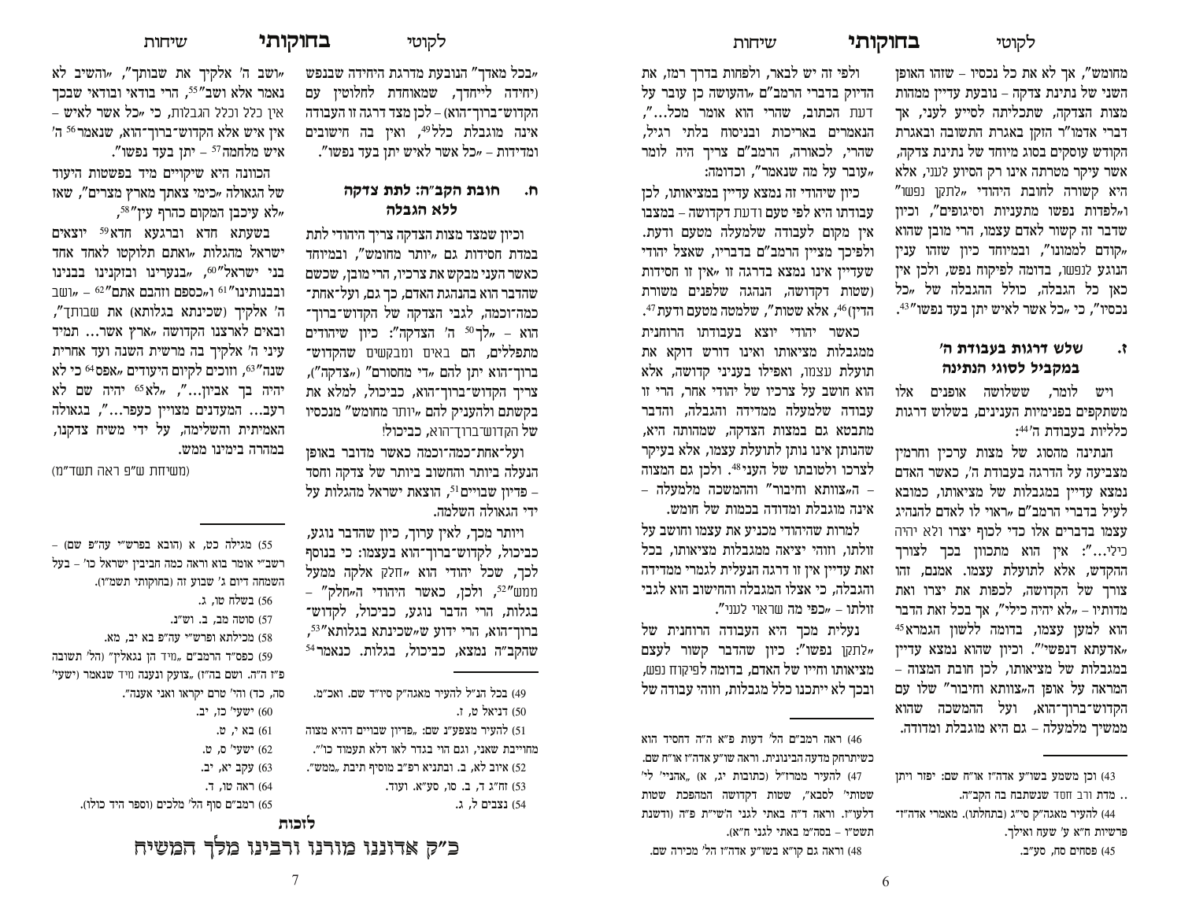מחומש", אך לא את כל נכסיו – שזהו האופן השני של נתינת צדקה – נובעת עדיין ממהות מצות הצדקה, שתכליתה לסייע לעני, אך דברי אדמו"ר הזקן באגרת התשובה ובאגרת הקודש עוסקים בסוג מיוחד של נתינת צדקה, אשר עיקר מטרתה אינו רק הסיוע לעני, אלא היא קשורה לחובת היהודי "לתקן נפשו" ו"לפדות נפשו מתענויות וסיגופים", וכיון שדבר זה קשור לאדם עצמו, הרי מובן שהוא "קודם לממונו", ובמיוחד כיון שזהו ענין הנוגע לנפשו, בדומה לפיקוח נפש, ולכן אין כאן כל הגבלה, כולל ההגבלה של "כל נכסיו", כי "כל אשר לאיש יתן בעד נפשו"[43].

## ז. שלש דרגות בעבודת ה' במקביל לסוגי הנתינה

ויש לומר, ששלושה אופנים אלו משתקפים בפנימיות הענינים, בשלוש דרגות כלליות בעבודת ה'[44]:

הנתינה מהסוג של מצות ערכין וחרמין מצביעה על הדרגה בעבודת ה', כאשר האדם נמצא עדיין במגבלות של מציאותו, כמובא לעיל בדברי הרמב"ם "ראוי לו לאדם להנהיג עצמו בדברים אלו כדי לכוף יצרו ולא יהיה כילי...": אין הוא מתכוון בכך לצורך ההקדש, אלא לתועלת עצמו. אמנם, זהו צורך של הקדושה, לכפות את יצרו ואת מדותיו – "ולא יהיה כילי", אך בכל זאת הדבר הוא למען עצמו, בדומה ללשון הגמרא[45] "אדעתא דנפשי". וכיון שהוא נמצא עדיין במגבלות של מציאותו, לכן חובת המצוה – המראה על אופן ה"צוותא וחיבור" שלו עם הקדוש־ברוך־הוא, ועל ההמשכה שהוא ממשיך מלמעלה – גם היא מוגבלת ומדודה.

ולפי זה יש לבאר, ולפחות בדרך רמז, את הדיוק בדברי הרמב"ם "והעושה כן עובר על דעת הכתוב, שהרי הוא אומר מכל...", הנאמרים באריכות ובניסוח בלתי רגיל, שהרי, לכאורה, הרמב"ם צריך היה לומר "עובר על מה שנאמר", וכדומה:

כיון שיהודי זה נמצא עדיין במציאותו, לכן עבודתו היא לפי טעם ודעת הקדושה – במצבו אין מקום לעבודה שלמעלה מטעם ודעת. ולפיכך מציין הרמב"ם בדבריו, שאצל יהודי שעדיין אינו נמצא בדרגה זו "אין זו חסידות (שטות דקדושה, הנהגה שלפנים משורת הדין)[46], אלא שטות", שלמטה מטעם ודעת[47].

כאשר יהודי יוצא בעבודתו הרוחנית ממגבלות מציאותו ואינו דורש דוקא את תועלת עצמו, ואפילו בעניני קדושה, אלא הוא חושב על צרכיו של יהודי אחר, הרי זו עבודה שלמעלה ממדידה והגבלה, והדבר מתבטא גם במצות הצדקה, שמהותה היא, שהנותן אינו נותן לתועלת עצמו, אלא בעיקר לצרכו ולטובתו של העני[48]. ולכן גם המצוה – ה"צוותא וחיבור" וההמשכה מלמעלה – אינה מוגבלת ומדודה בכמות של חומש.

למרות שהיהודי מכניע את עצמו וחושב על זולתו, וזוהי יציאה ממגבלות מציאותו, בכל זאת עדיין אין זו דרגה הנעלית לגמרי ממדידה והגבלה, כי אצלו המגבלה והחישוב הוא לגבי זולתו – "כפי מה שראוי לעני".

נעלית מכך היא העבודה הרוחנית של "לתקן נפשו": כיון שהדבר קשור לעצם מציאותו וחייו של האדם, בדומה לפיקוח נפש, ובכך לא ייתכנו כלל מגבלות, וזוהי עבודה של "בכל מאדך" הנובעת מדרגת היחידה שבנפש (יחידה לייחדך, שמאוחדת לחלוטין עם הקדוש־ברוך־הוא) – לכן מצד דרגה זו העבודה אינה מוגבלת כלל[49], ואין בה חישובים ומדידות – "כל אשר לאיש יתן בעד נפשו".

## ח. חובת הקב"ה: לתת צדקה ללא הגבלה

וכיון שמצד מצות הצדקה צריך היהודי לתת במדת חסידות גם "יותר מחומש", ובמיוחד כאשר העני מבקש את צרכיו, הרי מובן, שכשם שהדבר הוא בהנהגת האדם, כך גם, ועל־אחת־כמה־וכמה, לגבי הצדקה של הקדוש־ברוך־הוא – "לך[50] ה' הצדקה": כיון שיהודים מתפללים, הם באים ומבקשים שהקדוש־ברוך־הוא יתן להם "די מחסורם" ("צדקה"), צריך הקדוש־ברוך־הוא, כביכול, למלא את בקשתם ולהעניק להם "יותר מחומש" מנכסיו של הקדוש־ברוך־הוא, כביכול!

ועל־אחת־כמה־וכמה כאשר מדובר באופן הנעלה ביותר והחשוב ביותר של צדקה וחסד – פדיון שבויים[51], הוצאת ישראל מהגלות על ידי הגאולה השלמה.

ויותר מכך, לאין ערוך, כיון שהדבר נוגע, כביכול, לקדוש־ברוך־הוא בעצמו: כי בנוסף לכך, שכל יהודי הוא "חלק אלקה ממעל ממש"[52], ולכן, כאשר היהודי ה"חלק" – בגלות, הרי הדבר נוגע, כביכול, לקדוש־ברוך־הוא, הרי ידוע ש"שכינתא בגלותא"[53], שהקב"ה נמצא, כביכול, בגלות. כנאמר[54] "ושב ה' אלקיך את שבותך", "והשיב לא נאמר אלא ושב"[55], הרי בודאי ובודאי שבכך אין כלל וכלל הגבלות, כי "כל אשר לאיש – אין איש אלא הקדוש־ברוך־הוא, שנאמר[56] ה' איש מלחמה[57] – יתן בעד נפשו".

הכוונה היא שיקויים מיד בפשטות היעוד של הגאולה "כימי צאתך מארץ מצרים", שאז "לא עיכבן המקום כהרף עין"[58].

בשעתא חדא וברגעא חדא[59] יוצאים ישראל מהגלות "ואתם תלוקטו לאחד אחד בני ישראל"[60], "בנערינו ובזקנינו בבנינו ובבנותינו"[61] ו"כספם וזהבם אתם"[62] – "ושב ה' אלקיך (שכינתא בגלותא) את שבותך", ובאים לארצנו הקדושה "ארץ אשר... תמיד עיני ה' אלקיך בה מרשית השנה ועד אחרית שנה"[63], וזוכים לקיום היעודים "אפס[64] כי לא יהיה בך אביון...", "לא[65] יהיה שם לא רעב... המעדנים מצויין כעפר...", בגאולה האמיתית והשלימה, על ידי משיח צדקנו, במהרה בימינו ממש.

(משיחת ש"פ ראה תשד"מ)

---

43) וכן משמע בשו"ע אדה"ז או"ח שם: יפזר ויתן .. מדת ורב חסד שנשתבח בה הקב"ה.

44) להעיר מאגה"ק סי"ג (בתחלתו). מאמרי אדה"ז־פרשיות ח"א ע' שעח ואילך.

45) פסחים סח, סע"ב.

46) ראה רמב"ם הל' דעות פ"א ה"ה דחסיד הוא כשיתרחק מדעה הבינונית. וראה שו"ע אדה"ז או"ח שם.

47) להעיר ממרז"ל (כתובות יג, א) "אהניי' לי' שטותי' לסבא", שטות דקדושה המהפכת שטות דלעו"ז. וראה ד"ה באתי לגני ה'שי"ת פ"ה (ודשנת תשט"ו – בסה"מ באתי לגני ח"א).

48) וראה גם קו"א בשו"ע אדה"ז הל' מכירה שם.

49) בכל הנ"ל להעיר מאגה"ק סי"ד שם. ואכ"מ.

50) דניאל ט, ז.

51) להעיר מצפע"נ שם: "פדיון שבויים דהיא מצוה מחוייבת שאני, וגם הוי בגדר לאו דלא תעמוד כו'".

52) איוב לא, ב. ובתניא רפ"ב מוסיף תיבת "ממש".

53) זח"ג ד, ב. סו, סע"א. ועוד.

54) נצבים ל, ג.

55) מגילה כט, א (הובא בפרש"י עה"פ שם) – רשב"י אומר בוא וראה כמה חביבין ישראל כו' – בעל השמחה דיום ג' שבוע זה (בחוקותי תשמ"ו).

56) בשלח טו, ג.

57) סוטה מב, ב. וש"נ.

58) מכילתא ופרש"י עה"פ בא יב, מא.

59) כפס"ד הרמב"ם "מיד הן נגאלין" (הל' תשובה פ"ז ה"ה. ושם בה"ז) "צועק ונענה מיד שנאמר (ישעי' סה, כד) והי' טרם יקראו ואני אענה".

60) ישעי' כז, יב.

61) בא י, ט.

62) ישעי' ס, ט.

63) עקב יא, יב.

64) ראה טו, ד.

65) רמב"ם סוף הל' מלכים (וספר היד כולו).

**לזכות**

**כ"ק אדוננו מורנו ורבינו מלך המשיח**